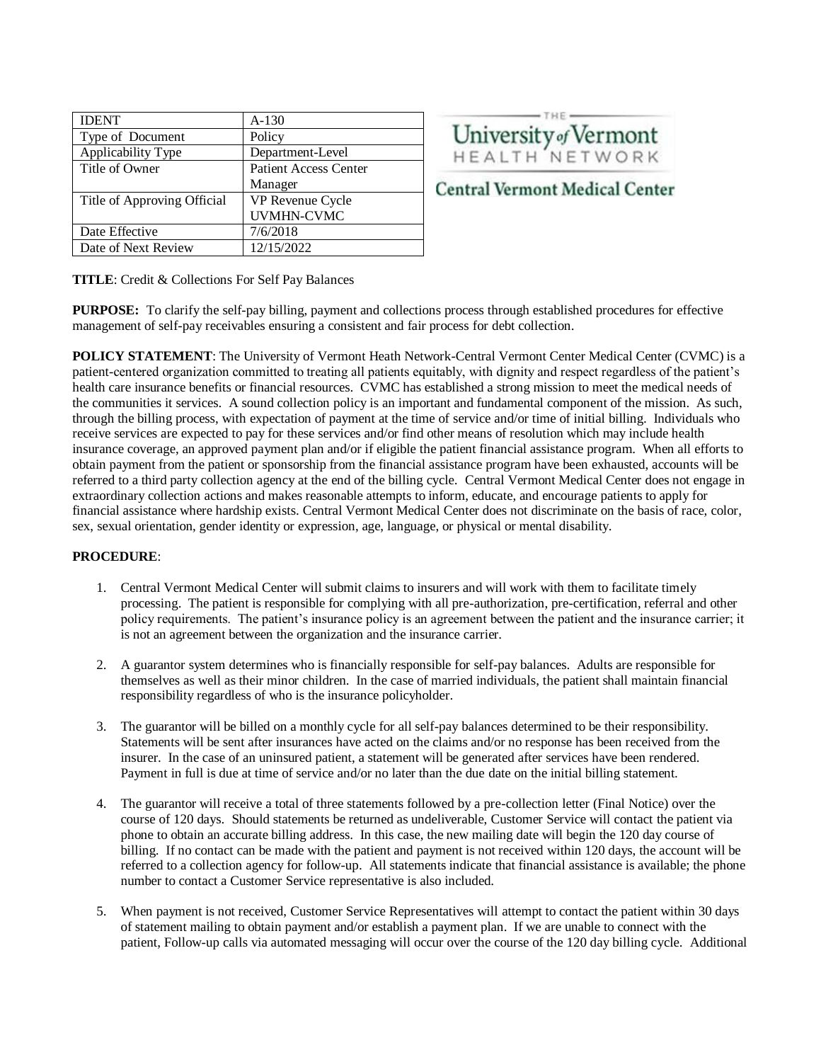| | |
|---|---|
| IDENT | A-130 |
| Type of Document | Policy |
| Applicability Type | Department-Level |
| Title of Owner | Patient Access Center Manager |
| Title of Approving Official | VP Revenue Cycle UVMHN-CVMC |
| Date Effective | 7/6/2018 |
| Date of Next Review | 12/15/2022 |

THE University of Vermont HEALTH NETWORK

Central Vermont Medical Center

**TITLE**: Credit & Collections For Self Pay Balances

**PURPOSE:** To clarify the self-pay billing, payment and collections process through established procedures for effective management of self-pay receivables ensuring a consistent and fair process for debt collection.

**POLICY STATEMENT**: The University of Vermont Heath Network-Central Vermont Center Medical Center (CVMC) is a patient-centered organization committed to treating all patients equitably, with dignity and respect regardless of the patient's health care insurance benefits or financial resources. CVMC has established a strong mission to meet the medical needs of the communities it services. A sound collection policy is an important and fundamental component of the mission. As such, through the billing process, with expectation of payment at the time of service and/or time of initial billing. Individuals who receive services are expected to pay for these services and/or find other means of resolution which may include health insurance coverage, an approved payment plan and/or if eligible the patient financial assistance program. When all efforts to obtain payment from the patient or sponsorship from the financial assistance program have been exhausted, accounts will be referred to a third party collection agency at the end of the billing cycle. Central Vermont Medical Center does not engage in extraordinary collection actions and makes reasonable attempts to inform, educate, and encourage patients to apply for financial assistance where hardship exists. Central Vermont Medical Center does not discriminate on the basis of race, color, sex, sexual orientation, gender identity or expression, age, language, or physical or mental disability.

**PROCEDURE**:

1. Central Vermont Medical Center will submit claims to insurers and will work with them to facilitate timely processing. The patient is responsible for complying with all pre-authorization, pre-certification, referral and other policy requirements. The patient's insurance policy is an agreement between the patient and the insurance carrier; it is not an agreement between the organization and the insurance carrier.

2. A guarantor system determines who is financially responsible for self-pay balances. Adults are responsible for themselves as well as their minor children. In the case of married individuals, the patient shall maintain financial responsibility regardless of who is the insurance policyholder.

3. The guarantor will be billed on a monthly cycle for all self-pay balances determined to be their responsibility. Statements will be sent after insurances have acted on the claims and/or no response has been received from the insurer. In the case of an uninsured patient, a statement will be generated after services have been rendered. Payment in full is due at time of service and/or no later than the due date on the initial billing statement.

4. The guarantor will receive a total of three statements followed by a pre-collection letter (Final Notice) over the course of 120 days. Should statements be returned as undeliverable, Customer Service will contact the patient via phone to obtain an accurate billing address. In this case, the new mailing date will begin the 120 day course of billing. If no contact can be made with the patient and payment is not received within 120 days, the account will be referred to a collection agency for follow-up. All statements indicate that financial assistance is available; the phone number to contact a Customer Service representative is also included.

5. When payment is not received, Customer Service Representatives will attempt to contact the patient within 30 days of statement mailing to obtain payment and/or establish a payment plan. If we are unable to connect with the patient, Follow-up calls via automated messaging will occur over the course of the 120 day billing cycle. Additional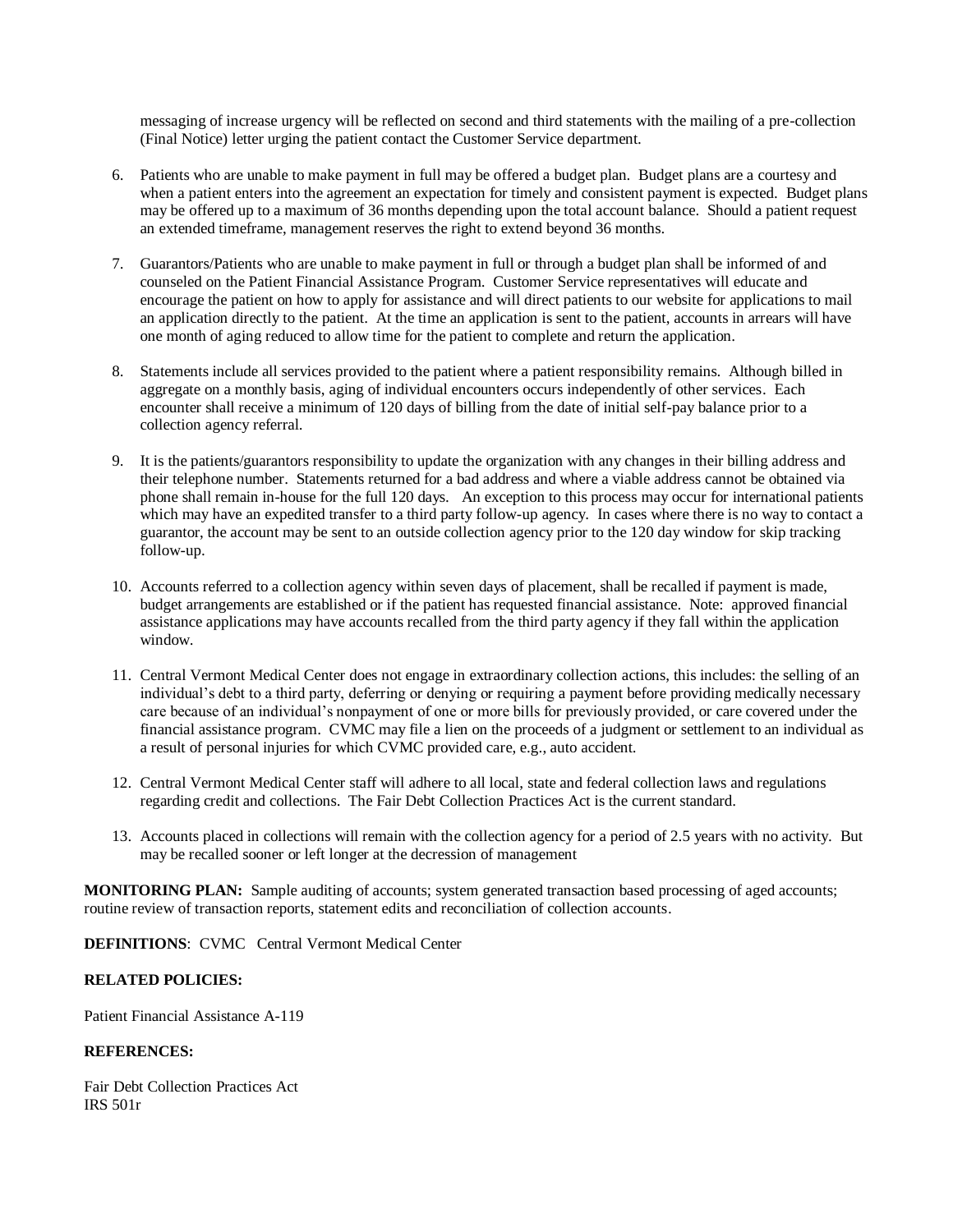messaging of increase urgency will be reflected on second and third statements with the mailing of a pre-collection (Final Notice) letter urging the patient contact the Customer Service department.

6. Patients who are unable to make payment in full may be offered a budget plan. Budget plans are a courtesy and when a patient enters into the agreement an expectation for timely and consistent payment is expected. Budget plans may be offered up to a maximum of 36 months depending upon the total account balance. Should a patient request an extended timeframe, management reserves the right to extend beyond 36 months.

7. Guarantors/Patients who are unable to make payment in full or through a budget plan shall be informed of and counseled on the Patient Financial Assistance Program. Customer Service representatives will educate and encourage the patient on how to apply for assistance and will direct patients to our website for applications to mail an application directly to the patient. At the time an application is sent to the patient, accounts in arrears will have one month of aging reduced to allow time for the patient to complete and return the application.

8. Statements include all services provided to the patient where a patient responsibility remains. Although billed in aggregate on a monthly basis, aging of individual encounters occurs independently of other services. Each encounter shall receive a minimum of 120 days of billing from the date of initial self-pay balance prior to a collection agency referral.

9. It is the patients/guarantors responsibility to update the organization with any changes in their billing address and their telephone number. Statements returned for a bad address and where a viable address cannot be obtained via phone shall remain in-house for the full 120 days. An exception to this process may occur for international patients which may have an expedited transfer to a third party follow-up agency. In cases where there is no way to contact a guarantor, the account may be sent to an outside collection agency prior to the 120 day window for skip tracking follow-up.

10. Accounts referred to a collection agency within seven days of placement, shall be recalled if payment is made, budget arrangements are established or if the patient has requested financial assistance. Note: approved financial assistance applications may have accounts recalled from the third party agency if they fall within the application window.

11. Central Vermont Medical Center does not engage in extraordinary collection actions, this includes: the selling of an individual's debt to a third party, deferring or denying or requiring a payment before providing medically necessary care because of an individual's nonpayment of one or more bills for previously provided, or care covered under the financial assistance program. CVMC may file a lien on the proceeds of a judgment or settlement to an individual as a result of personal injuries for which CVMC provided care, e.g., auto accident.

12. Central Vermont Medical Center staff will adhere to all local, state and federal collection laws and regulations regarding credit and collections. The Fair Debt Collection Practices Act is the current standard.

13. Accounts placed in collections will remain with the collection agency for a period of 2.5 years with no activity. But may be recalled sooner or left longer at the decression of management

**MONITORING PLAN:** Sample auditing of accounts; system generated transaction based processing of aged accounts; routine review of transaction reports, statement edits and reconciliation of collection accounts.

**DEFINITIONS**: CVMC Central Vermont Medical Center

**RELATED POLICIES:**

Patient Financial Assistance A-119

**REFERENCES:**

Fair Debt Collection Practices Act
IRS 501r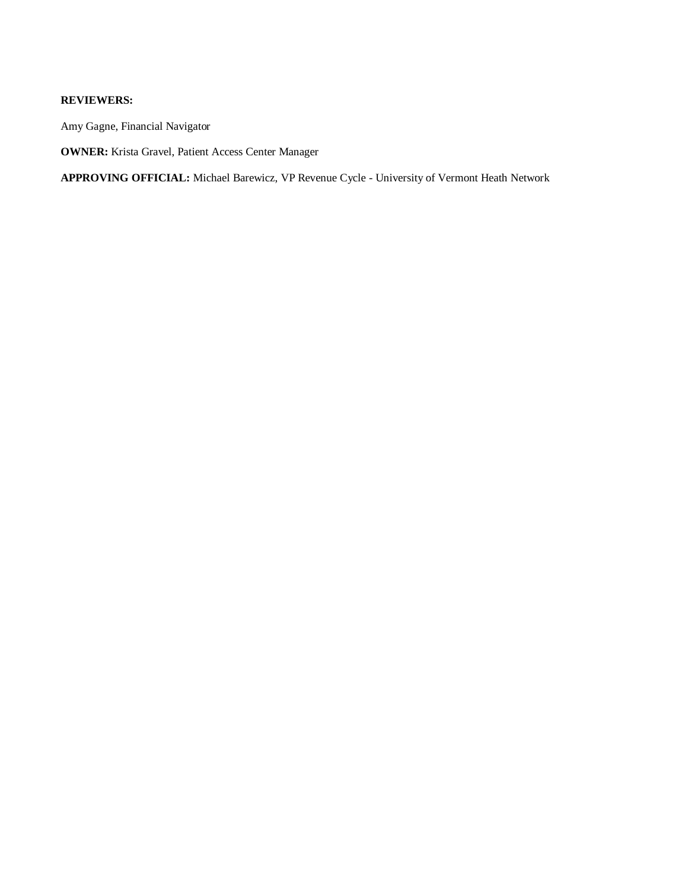**REVIEWERS:**

Amy Gagne, Financial Navigator

**OWNER:** Krista Gravel, Patient Access Center Manager

**APPROVING OFFICIAL:** Michael Barewicz, VP Revenue Cycle - University of Vermont Heath Network